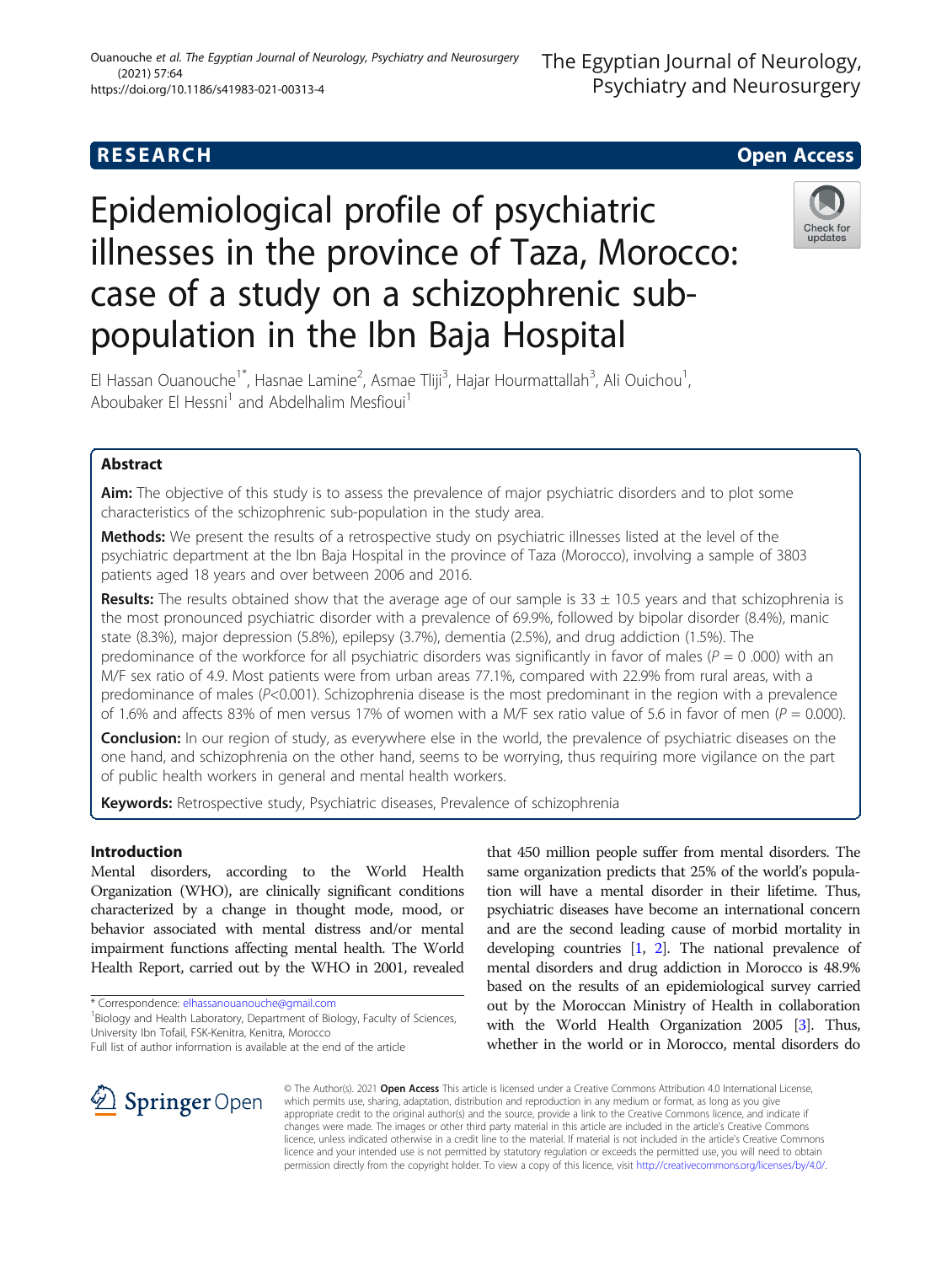RESEARCH

Open Access

# Epidemiological profile of psychiatric illnesses in the province of Taza, Morocco: case of a study on a schizophrenic sub-population in the Ibn Baja Hospital

El Hassan Ouanouche[1*], Hasnae Lamine[2], Asmae Tliji[3], Hajar Hourmattallah[3], Ali Ouichou[1], Aboubaker El Hessni[1] and Abdelhalim Mesfioui[1]

## Abstract

**Aim:** The objective of this study is to assess the prevalence of major psychiatric disorders and to plot some characteristics of the schizophrenic sub-population in the study area.

**Methods:** We present the results of a retrospective study on psychiatric illnesses listed at the level of the psychiatric department at the Ibn Baja Hospital in the province of Taza (Morocco), involving a sample of 3803 patients aged 18 years and over between 2006 and 2016.

**Results:** The results obtained show that the average age of our sample is 33 ± 10.5 years and that schizophrenia is the most pronounced psychiatric disorder with a prevalence of 69.9%, followed by bipolar disorder (8.4%), manic state (8.3%), major depression (5.8%), epilepsy (3.7%), dementia (2.5%), and drug addiction (1.5%). The predominance of the workforce for all psychiatric disorders was significantly in favor of males ($P = 0.000$) with an M/F sex ratio of 4.9. Most patients were from urban areas 77.1%, compared with 22.9% from rural areas, with a predominance of males ($P<0.001$). Schizophrenia disease is the most predominant in the region with a prevalence of 1.6% and affects 83% of men versus 17% of women with a M/F sex ratio value of 5.6 in favor of men ($P = 0.000$).

**Conclusion:** In our region of study, as everywhere else in the world, the prevalence of psychiatric diseases on the one hand, and schizophrenia on the other hand, seems to be worrying, thus requiring more vigilance on the part of public health workers in general and mental health workers.

**Keywords:** Retrospective study, Psychiatric diseases, Prevalence of schizophrenia

## Introduction

Mental disorders, according to the World Health Organization (WHO), are clinically significant conditions characterized by a change in thought mode, mood, or behavior associated with mental distress and/or mental impairment functions affecting mental health. The World Health Report, carried out by the WHO in 2001, revealed that 450 million people suffer from mental disorders. The same organization predicts that 25% of the world's population will have a mental disorder in their lifetime. Thus, psychiatric diseases have become an international concern and are the second leading cause of morbid mortality in developing countries [1, 2]. The national prevalence of mental disorders and drug addiction in Morocco is 48.9% based on the results of an epidemiological survey carried out by the Moroccan Ministry of Health in collaboration with the World Health Organization 2005 [3]. Thus, whether in the world or in Morocco, mental disorders do

\* Correspondence: elhassanouanouche@gmail.com
[1]Biology and Health Laboratory, Department of Biology, Faculty of Sciences, University Ibn Tofail, FSK-Kenitra, Kenitra, Morocco
Full list of author information is available at the end of the article

© The Author(s). 2021 Open Access This article is licensed under a Creative Commons Attribution 4.0 International License, which permits use, sharing, adaptation, distribution and reproduction in any medium or format, as long as you give appropriate credit to the original author(s) and the source, provide a link to the Creative Commons licence, and indicate if changes were made. The images or other third party material in this article are included in the article's Creative Commons licence, unless indicated otherwise in a credit line to the material. If material is not included in the article's Creative Commons licence and your intended use is not permitted by statutory regulation or exceeds the permitted use, you will need to obtain permission directly from the copyright holder. To view a copy of this licence, visit http://creativecommons.org/licenses/by/4.0/.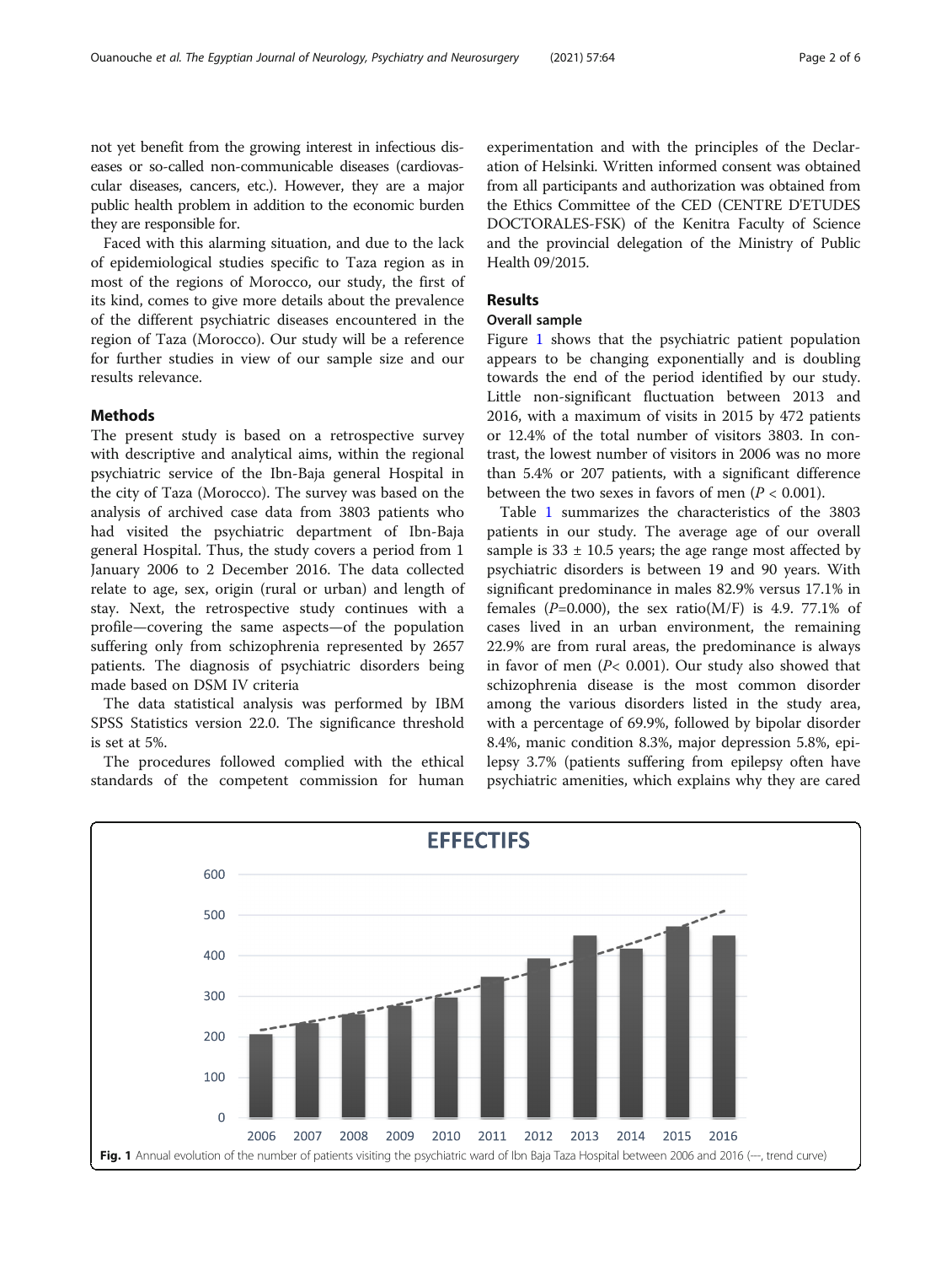not yet benefit from the growing interest in infectious diseases or so-called non-communicable diseases (cardiovascular diseases, cancers, etc.). However, they are a major public health problem in addition to the economic burden they are responsible for.

Faced with this alarming situation, and due to the lack of epidemiological studies specific to Taza region as in most of the regions of Morocco, our study, the first of its kind, comes to give more details about the prevalence of the different psychiatric diseases encountered in the region of Taza (Morocco). Our study will be a reference for further studies in view of our sample size and our results relevance.

## Methods

The present study is based on a retrospective survey with descriptive and analytical aims, within the regional psychiatric service of the Ibn-Baja general Hospital in the city of Taza (Morocco). The survey was based on the analysis of archived case data from 3803 patients who had visited the psychiatric department of Ibn-Baja general Hospital. Thus, the study covers a period from 1 January 2006 to 2 December 2016. The data collected relate to age, sex, origin (rural or urban) and length of stay. Next, the retrospective study continues with a profile—covering the same aspects—of the population suffering only from schizophrenia represented by 2657 patients. The diagnosis of psychiatric disorders being made based on DSM IV criteria

The data statistical analysis was performed by IBM SPSS Statistics version 22.0. The significance threshold is set at 5%.

The procedures followed complied with the ethical standards of the competent commission for human experimentation and with the principles of the Declaration of Helsinki. Written informed consent was obtained from all participants and authorization was obtained from the Ethics Committee of the CED (CENTRE D'ETUDES DOCTORALES-FSK) of the Kenitra Faculty of Science and the provincial delegation of the Ministry of Public Health 09/2015.

## Results

### Overall sample

Figure 1 shows that the psychiatric patient population appears to be changing exponentially and is doubling towards the end of the period identified by our study. Little non-significant fluctuation between 2013 and 2016, with a maximum of visits in 2015 by 472 patients or 12.4% of the total number of visitors 3803. In contrast, the lowest number of visitors in 2006 was no more than 5.4% or 207 patients, with a significant difference between the two sexes in favors of men ($P < 0.001$).

Table 1 summarizes the characteristics of the 3803 patients in our study. The average age of our overall sample is $33 \pm 10.5$ years; the age range most affected by psychiatric disorders is between 19 and 90 years. With significant predominance in males 82.9% versus 17.1% in females ($P$=0.000), the sex ratio(M/F) is 4.9. 77.1% of cases lived in an urban environment, the remaining 22.9% are from rural areas, the predominance is always in favor of men ($P$< 0.001). Our study also showed that schizophrenia disease is the most common disorder among the various disorders listed in the study area, with a percentage of 69.9%, followed by bipolar disorder 8.4%, manic condition 8.3%, major depression 5.8%, epilepsy 3.7% (patients suffering from epilepsy often have psychiatric amenities, which explains why they are cared

**Fig. 1** Annual evolution of the number of patients visiting the psychiatric ward of Ibn Baja Taza Hospital between 2006 and 2016 (---, trend curve)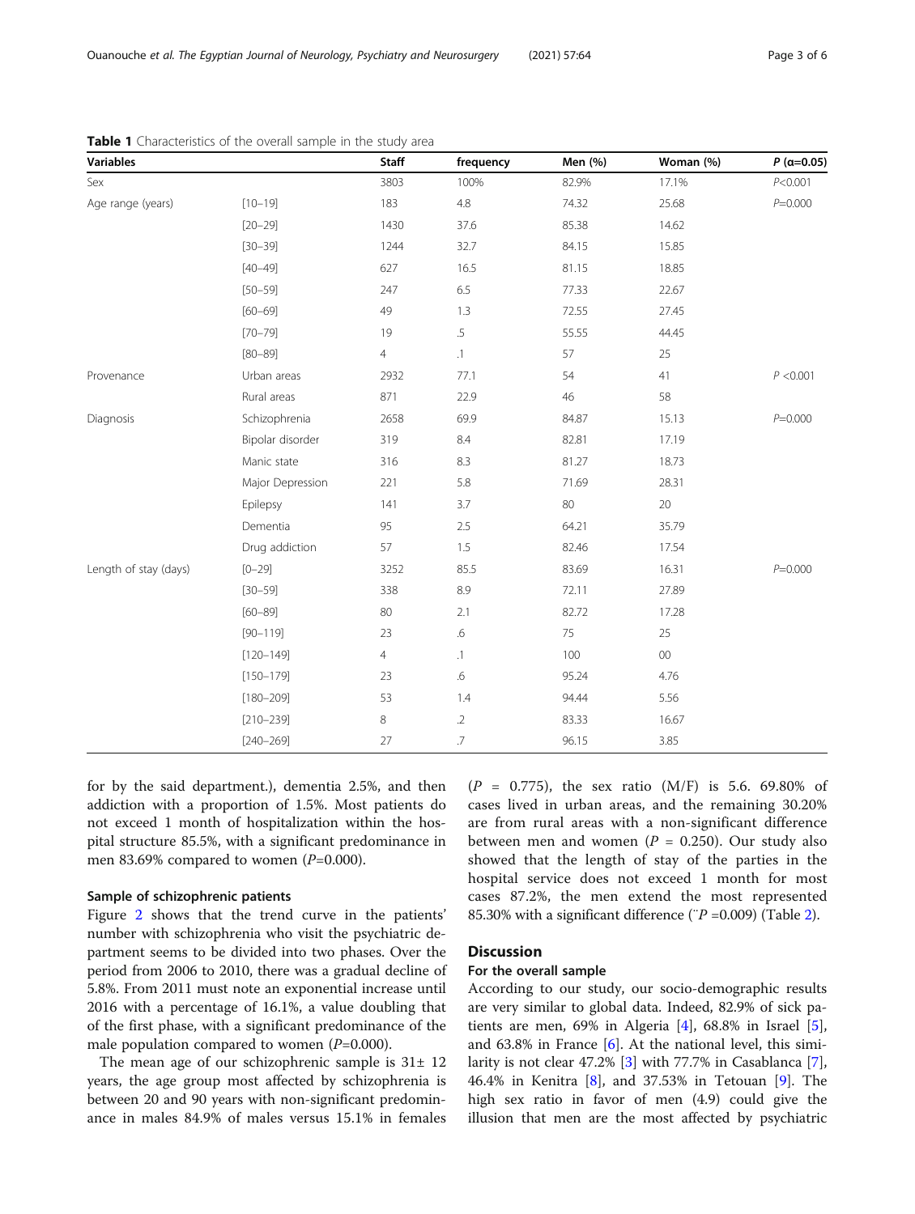**Table 1** Characteristics of the overall sample in the study area

| Variables | | Staff | frequency | Men (%) | Woman (%) | P (α=0.05) |
|---|---|---|---|---|---|---|
| Sex | | 3803 | 100% | 82.9% | 17.1% | P<0.001 |
| Age range (years) | [10–19] | 183 | 4.8 | 74.32 | 25.68 | P=0.000 |
| | [20–29] | 1430 | 37.6 | 85.38 | 14.62 | |
| | [30–39] | 1244 | 32.7 | 84.15 | 15.85 | |
| | [40–49] | 627 | 16.5 | 81.15 | 18.85 | |
| | [50–59] | 247 | 6.5 | 77.33 | 22.67 | |
| | [60–69] | 49 | 1.3 | 72.55 | 27.45 | |
| | [70–79] | 19 | .5 | 55.55 | 44.45 | |
| | [80–89] | 4 | .1 | 57 | 25 | |
| Provenance | Urban areas | 2932 | 77.1 | 54 | 41 | P <0.001 |
| | Rural areas | 871 | 22.9 | 46 | 58 | |
| Diagnosis | Schizophrenia | 2658 | 69.9 | 84.87 | 15.13 | P=0.000 |
| | Bipolar disorder | 319 | 8.4 | 82.81 | 17.19 | |
| | Manic state | 316 | 8.3 | 81.27 | 18.73 | |
| | Major Depression | 221 | 5.8 | 71.69 | 28.31 | |
| | Epilepsy | 141 | 3.7 | 80 | 20 | |
| | Dementia | 95 | 2.5 | 64.21 | 35.79 | |
| | Drug addiction | 57 | 1.5 | 82.46 | 17.54 | |
| Length of stay (days) | [0–29] | 3252 | 85.5 | 83.69 | 16.31 | P=0.000 |
| | [30–59] | 338 | 8.9 | 72.11 | 27.89 | |
| | [60–89] | 80 | 2.1 | 82.72 | 17.28 | |
| | [90–119] | 23 | .6 | 75 | 25 | |
| | [120–149] | 4 | .1 | 100 | 00 | |
| | [150–179] | 23 | .6 | 95.24 | 4.76 | |
| | [180–209] | 53 | 1.4 | 94.44 | 5.56 | |
| | [210–239] | 8 | .2 | 83.33 | 16.67 | |
| | [240–269] | 27 | .7 | 96.15 | 3.85 | |

for by the said department.), dementia 2.5%, and then addiction with a proportion of 1.5%. Most patients do not exceed 1 month of hospitalization within the hospital structure 85.5%, with a significant predominance in men 83.69% compared to women ($P$=0.000).

### Sample of schizophrenic patients

Figure 2 shows that the trend curve in the patients' number with schizophrenia who visit the psychiatric department seems to be divided into two phases. Over the period from 2006 to 2010, there was a gradual decline of 5.8%. From 2011 must note an exponential increase until 2016 with a percentage of 16.1%, a value doubling that of the first phase, with a significant predominance of the male population compared to women ($P$=0.000).

The mean age of our schizophrenic sample is 31± 12 years, the age group most affected by schizophrenia is between 20 and 90 years with non-significant predominance in males 84.9% of males versus 15.1% in females ($P$ = 0.775), the sex ratio (M/F) is 5.6. 69.80% of cases lived in urban areas, and the remaining 30.20% are from rural areas with a non-significant difference between men and women ($P$ = 0.250). Our study also showed that the length of stay of the parties in the hospital service does not exceed 1 month for most cases 87.2%, the men extend the most represented 85.30% with a significant difference (¨$P$ =0.009) (Table 2).

## Discussion

### For the overall sample

According to our study, our socio-demographic results are very similar to global data. Indeed, 82.9% of sick patients are men, 69% in Algeria [4], 68.8% in Israel [5], and 63.8% in France [6]. At the national level, this similarity is not clear 47.2% [3] with 77.7% in Casablanca [7], 46.4% in Kenitra [8], and 37.53% in Tetouan [9]. The high sex ratio in favor of men (4.9) could give the illusion that men are the most affected by psychiatric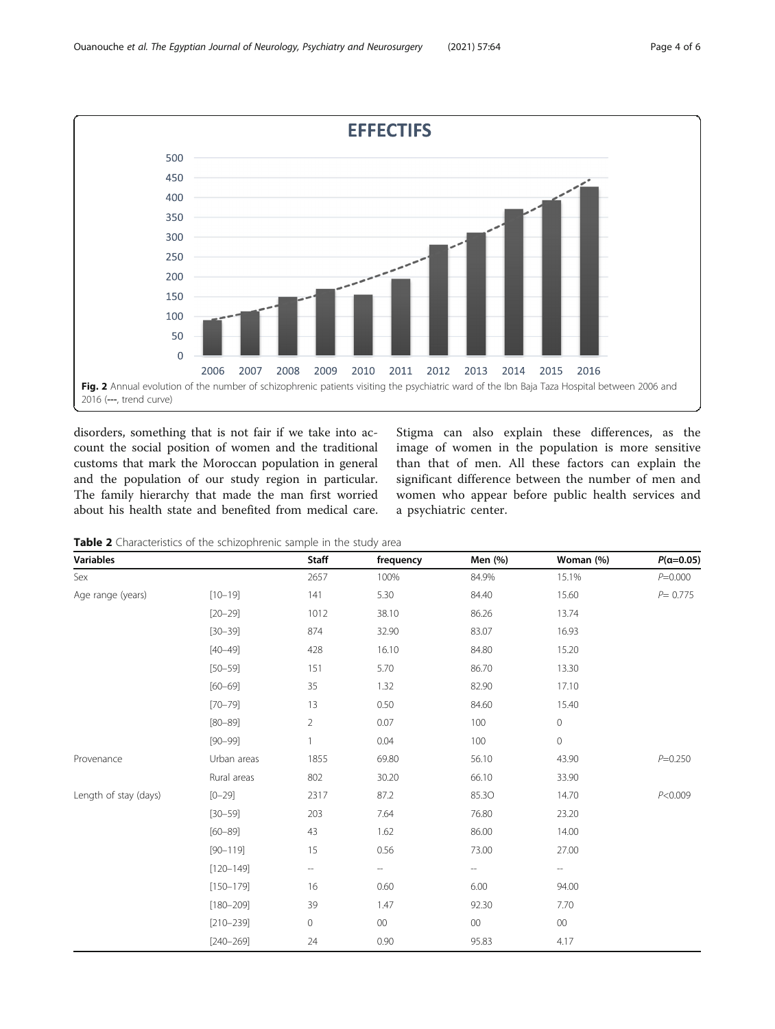Fig. 2 Annual evolution of the number of schizophrenic patients visiting the psychiatric ward of the Ibn Baja Taza Hospital between 2006 and 2016 (---, trend curve)

disorders, something that is not fair if we take into account the social position of women and the traditional customs that mark the Moroccan population in general and the population of our study region in particular. The family hierarchy that made the man first worried about his health state and benefited from medical care. Stigma can also explain these differences, as the image of women in the population is more sensitive than that of men. All these factors can explain the significant difference between the number of men and women who appear before public health services and a psychiatric center.

**Table 2** Characteristics of the schizophrenic sample in the study area

| Variables | | Staff | frequency | Men (%) | Woman (%) | $P(\alpha=0.05)$ |
|---|---|---|---|---|---|---|
| Sex | | 2657 | 100% | 84.9% | 15.1% | $P=0.000$ |
| Age range (years) | [10–19] | 141 | 5.30 | 84.40 | 15.60 | $P=0.775$ |
| | [20–29] | 1012 | 38.10 | 86.26 | 13.74 | |
| | [30–39] | 874 | 32.90 | 83.07 | 16.93 | |
| | [40–49] | 428 | 16.10 | 84.80 | 15.20 | |
| | [50–59] | 151 | 5.70 | 86.70 | 13.30 | |
| | [60–69] | 35 | 1.32 | 82.90 | 17.10 | |
| | [70–79] | 13 | 0.50 | 84.60 | 15.40 | |
| | [80–89] | 2 | 0.07 | 100 | 0 | |
| | [90–99] | 1 | 0.04 | 100 | 0 | |
| Provenance | Urban areas | 1855 | 69.80 | 56.10 | 43.90 | $P=0.250$ |
| | Rural areas | 802 | 30.20 | 66.10 | 33.90 | |
| Length of stay (days) | [0–29] | 2317 | 87.2 | 85.3O | 14.70 | $P<0.009$ |
| | [30–59] | 203 | 7.64 | 76.80 | 23.20 | |
| | [60–89] | 43 | 1.62 | 86.00 | 14.00 | |
| | [90–119] | 15 | 0.56 | 73.00 | 27.00 | |
| | [120–149] | -- | -- | -- | -- | |
| | [150–179] | 16 | 0.60 | 6.00 | 94.00 | |
| | [180–209] | 39 | 1.47 | 92.30 | 7.70 | |
| | [210–239] | 0 | 00 | 00 | 00 | |
| | [240–269] | 24 | 0.90 | 95.83 | 4.17 | |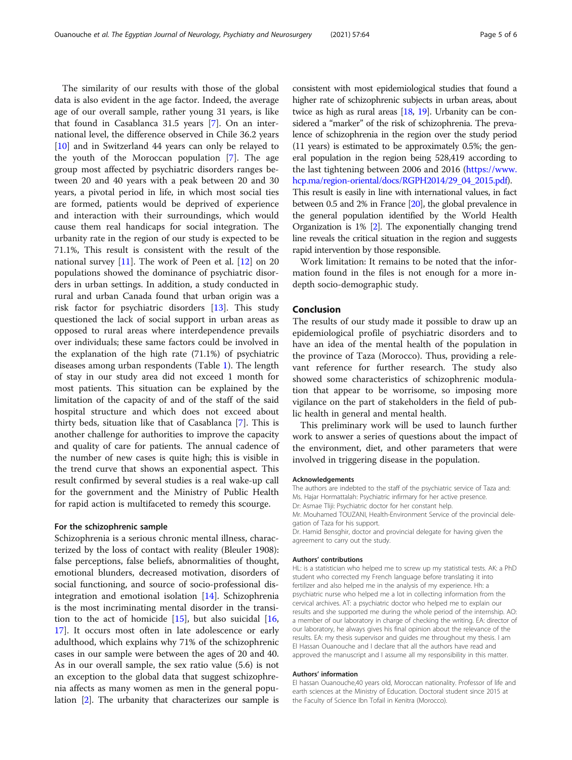The similarity of our results with those of the global data is also evident in the age factor. Indeed, the average age of our overall sample, rather young 31 years, is like that found in Casablanca 31.5 years [7]. On an international level, the difference observed in Chile 36.2 years [10] and in Switzerland 44 years can only be relayed to the youth of the Moroccan population [7]. The age group most affected by psychiatric disorders ranges between 20 and 40 years with a peak between 20 and 30 years, a pivotal period in life, in which most social ties are formed, patients would be deprived of experience and interaction with their surroundings, which would cause them real handicaps for social integration. The urbanity rate in the region of our study is expected to be 71.1%, This result is consistent with the result of the national survey [11]. The work of Peen et al. [12] on 20 populations showed the dominance of psychiatric disorders in urban settings. In addition, a study conducted in rural and urban Canada found that urban origin was a risk factor for psychiatric disorders [13]. This study questioned the lack of social support in urban areas as opposed to rural areas where interdependence prevails over individuals; these same factors could be involved in the explanation of the high rate (71.1%) of psychiatric diseases among urban respondents (Table 1). The length of stay in our study area did not exceed 1 month for most patients. This situation can be explained by the limitation of the capacity of and of the staff of the said hospital structure and which does not exceed about thirty beds, situation like that of Casablanca [7]. This is another challenge for authorities to improve the capacity and quality of care for patients. The annual cadence of the number of new cases is quite high; this is visible in the trend curve that shows an exponential aspect. This result confirmed by several studies is a real wake-up call for the government and the Ministry of Public Health for rapid action is multifaceted to remedy this scourge.

### For the schizophrenic sample

Schizophrenia is a serious chronic mental illness, characterized by the loss of contact with reality (Bleuler 1908): false perceptions, false beliefs, abnormalities of thought, emotional blunders, decreased motivation, disorders of social functioning, and source of socio-professional disintegration and emotional isolation [14]. Schizophrenia is the most incriminating mental disorder in the transition to the act of homicide [15], but also suicidal [16, 17]. It occurs most often in late adolescence or early adulthood, which explains why 71% of the schizophrenic cases in our sample were between the ages of 20 and 40. As in our overall sample, the sex ratio value (5.6) is not an exception to the global data that suggest schizophrenia affects as many women as men in the general population [2]. The urbanity that characterizes our sample is consistent with most epidemiological studies that found a higher rate of schizophrenic subjects in urban areas, about twice as high as rural areas [18, 19]. Urbanity can be considered a "marker" of the risk of schizophrenia. The prevalence of schizophrenia in the region over the study period (11 years) is estimated to be approximately 0.5%; the general population in the region being 528,419 according to the last tightening between 2006 and 2016 (https://www.hcp.ma/region-oriental/docs/RGPH2014/29_04_2015.pdf). This result is easily in line with international values, in fact between 0.5 and 2% in France [20], the global prevalence in the general population identified by the World Health Organization is 1% [2]. The exponentially changing trend line reveals the critical situation in the region and suggests rapid intervention by those responsible.

Work limitation: It remains to be noted that the information found in the files is not enough for a more in-depth socio-demographic study.

## Conclusion

The results of our study made it possible to draw up an epidemiological profile of psychiatric disorders and to have an idea of the mental health of the population in the province of Taza (Morocco). Thus, providing a relevant reference for further research. The study also showed some characteristics of schizophrenic modulation that appear to be worrisome, so imposing more vigilance on the part of stakeholders in the field of public health in general and mental health.

This preliminary work will be used to launch further work to answer a series of questions about the impact of the environment, diet, and other parameters that were involved in triggering disease in the population.

#### Acknowledgements

The authors are indebted to the staff of the psychiatric service of Taza and:
Ms. Hajar Hormattalah: Psychiatric infirmary for her active presence.
Dr: Asmae Tliji: Psychiatric doctor for her constant help.
Mr. Mouhamed TOUZANI, Health-Environment Service of the provincial delegation of Taza for his support.
Dr. Hamid Bensghir, doctor and provincial delegate for having given the agreement to carry out the study.

#### Authors' contributions

HL: is a statistician who helped me to screw up my statistical tests. AK: a PhD student who corrected my French language before translating it into fertilizer and also helped me in the analysis of my experience. Hh: a psychiatric nurse who helped me a lot in collecting information from the cervical archives. AT: a psychiatric doctor who helped me to explain our results and she supported me during the whole period of the internship. AO: a member of our laboratory in charge of checking the writing. EA: director of our laboratory, he always gives his final opinion about the relevance of the results. EA: my thesis supervisor and guides me throughout my thesis. I am El Hassan Ouanouche and I declare that all the authors have read and approved the manuscript and I assume all my responsibility in this matter.

#### Authors' information

El hassan Ouanouche,40 years old, Moroccan nationality. Professor of life and earth sciences at the Ministry of Education. Doctoral student since 2015 at the Faculty of Science Ibn Tofail in Kenitra (Morocco).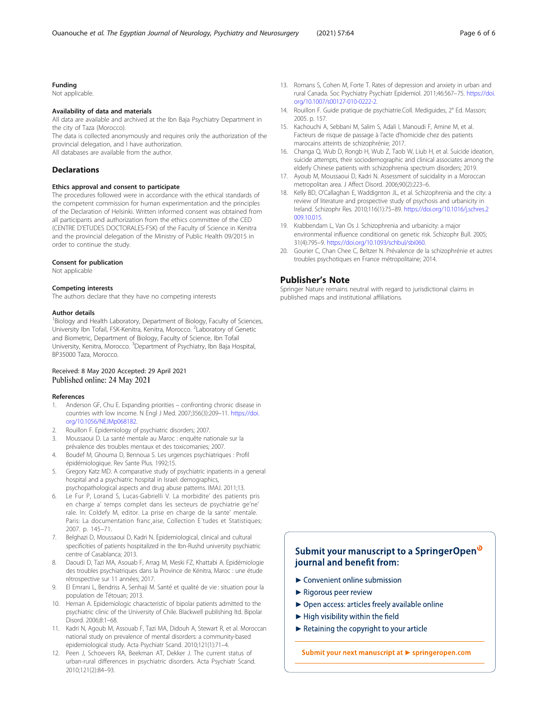#### Funding

Not applicable.

#### Availability of data and materials

All data are available and archived at the Ibn Baja Psychiatry Department in the city of Taza (Morocco).

The data is collected anonymously and requires only the authorization of the provincial delegation, and I have authorization.

All databases are available from the author.

## Declarations

#### Ethics approval and consent to participate

The procedures followed were in accordance with the ethical standards of the competent commission for human experimentation and the principles of the Declaration of Helsinki. Written informed consent was obtained from all participants and authorization from the ethics committee of the CED (CENTRE D'ETUDES DOCTORALES-FSK) of the Faculty of Science in Kenitra and the provincial delegation of the Ministry of Public Health 09/2015 in order to continue the study.

#### Consent for publication

Not applicable

#### Competing interests

The authors declare that they have no competing interests

#### Author details

[1]Biology and Health Laboratory, Department of Biology, Faculty of Sciences, University Ibn Tofail, FSK-Kenitra, Kenitra, Morocco. [2]Laboratory of Genetic and Biometric, Department of Biology, Faculty of Science, Ibn Tofail University, Kenitra, Morocco. [3]Department of Psychiatry, Ibn Baja Hospital, BP35000 Taza, Morocco.

Received: 8 May 2020 Accepted: 29 April 2021
Published online: 24 May 2021

#### References

1. Anderson GF, Chu E. Expanding priorities – confronting chronic disease in countries with low income. N Engl J Med. 2007;356(3):209–11. https://doi.org/10.1056/NEJMp068182.
2. Rouillon F. Epidemiology of psychiatric disorders; 2007.
3. Moussaoui D. La santé mentale au Maroc : enquête nationale sur la prévalence des troubles mentaux et des toxicomanies; 2007.
4. Boudef M, Ghouma D, Bennoua S. Les urgences psychiatriques : Profil épidémiologique. Rev Sante Plus. 1992;15.
5. Gregory Katz MD. A comparative study of psychiatric inpatients in a general hospital and a psychiatric hospital in Israel: demographics, psychopathological aspects and drug abuse patterns. IMAJ. 2011;13.
6. Le Fur P, Lorand S, Lucas-Gabrielli V. La morbidite' des patients pris en charge a' temps complet dans les secteurs de psychiatrie ge'ne' rale. In: Coldefy M, editor. La prise en charge de la sante' mentale. Paris: La documentation franc¸aise, Collection E´tudes et Statistiques; 2007. p. 145–71.
7. Belghazi D, Moussaoui D, Kadri N. Epidemiological, clinical and cultural specificities of patients hospitalized in the Ibn-Rushd university psychiatric centre of Casablanca; 2013.
8. Daoudi D, Tazi MA, Asouab F, Arrag M, Meski FZ, Khattabi A. Epidémiologie des troubles psychiatriques dans la Province de Kénitra, Maroc : une étude rétrospective sur 11 années; 2017.
9. El Emrani L, Bendriss A, Senhaji M. Santé et qualité de vie : situation pour la population de Tétouan; 2013.
10. Hernan A. Epidemiologic characteristic of bipolar patients admitted to the psychiatric clinic of the University of Chile. Blackwell publishing ltd. Bipolar Disord. 2006;8:1–68.
11. Kadri N, Agoub M, Assouab F, Tazi MA, Didouh A, Stewart R, et al. Moroccan national study on prevalence of mental disorders: a community-based epidemiological study. Acta Psychiatr Scand. 2010;121(1):71–4.
12. Peen J, Schoevers RA, Beekman AT, Dekker J. The current status of urban-rural differences in psychiatric disorders. Acta Psychiatr Scand. 2010;121(2):84–93.
13. Romans S, Cohen M, Forte T. Rates of depression and anxiety in urban and rural Canada. Soc Psychiatry Psychiatr Epidemiol. 2011;46:567–75. https://doi.org/10.1007/s00127-010-0222-2.
14. Rouillon F. Guide pratique de psychiatrie.Coll. Mediguides, 2° Ed. Masson; 2005. p. 157.
15. Kachouchi A, Sebbani M, Salim S, Adali I, Manoudi F, Amine M, et al. Facteurs de risque de passage à l'acte d'homicide chez des patients marocains atteints de schizophrénie; 2017.
16. Changa Q, Wub D, Rongb H, Wub Z, Taob W, Liub H, et al. Suicide ideation, suicide attempts, their sociodemographic and clinical associates among the elderly Chinese patients with schizophrenia spectrum disorders; 2019.
17. Ayoub M, Moussaoui D, Kadri N. Assessment of suicidality in a Moroccan metropolitan area. J Affect Disord. 2006;90(2):223–6.
18. Kelly BD, O'Callaghan E, Waddington JL, et al. Schizophrenia and the city: a review of literature and prospective study of psychosis and urbanicity in Ireland. Schizophr Res. 2010;116(1):75–89. https://doi.org/10.1016/j.schres.2009.10.015.
19. Krabbendam L, Van Os J. Schizophrenia and urbanicity: a major environmental influence conditional on genetic risk. Schizophr Bull. 2005; 31(4):795–9. https://doi.org/10.1093/schbul/sbi060.
20. Gourier C, Chan Chee C, Beltzer N. Prévalence de la schizophrénie et autres troubles psychotiques en France métropolitaine; 2014.

## Publisher's Note

Springer Nature remains neutral with regard to jurisdictional claims in published maps and institutional affiliations.

**Submit your manuscript to a SpringerOpen journal and benefit from:**

- ► Convenient online submission
- ► Rigorous peer review
- ► Open access: articles freely available online
- ► High visibility within the field
- ► Retaining the copyright to your article

Submit your next manuscript at ► springeropen.com